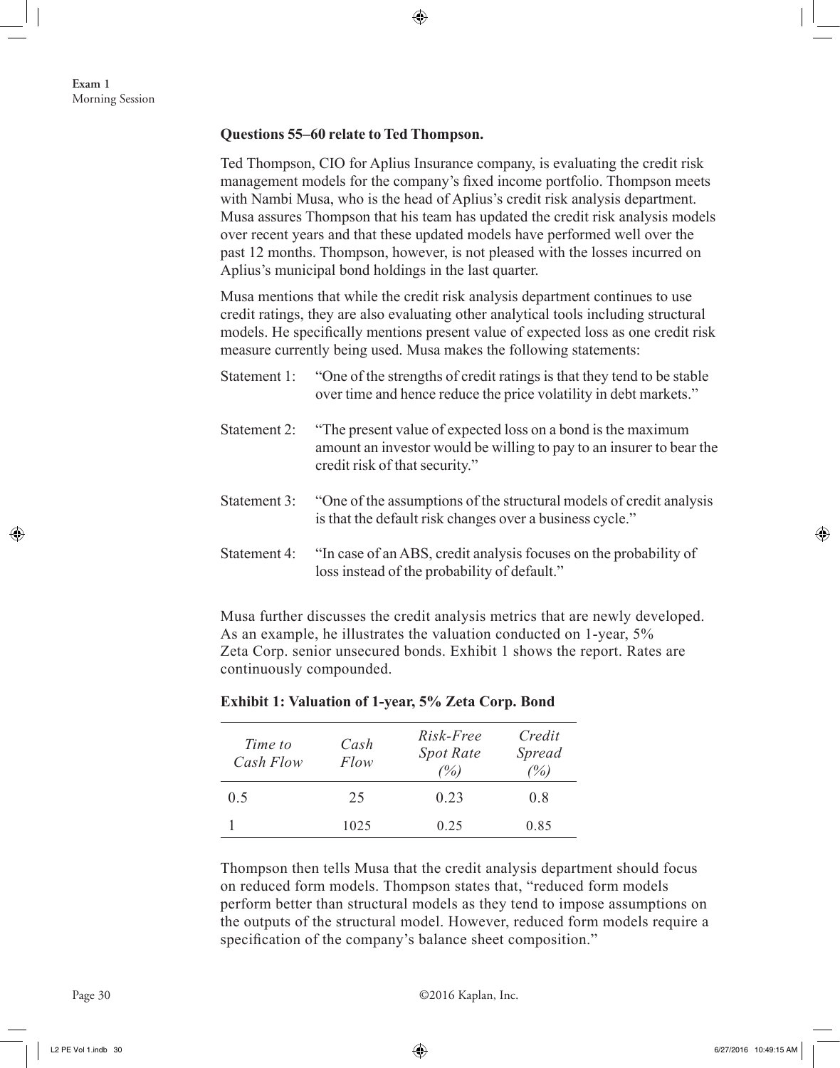**Questions 55–60 relate to Ted Thompson.**

Ted Thompson, CIO for Aplius Insurance company, is evaluating the credit risk management models for the company's fixed income portfolio. Thompson meets with Nambi Musa, who is the head of Aplius's credit risk analysis department. Musa assures Thompson that his team has updated the credit risk analysis models over recent years and that these updated models have performed well over the past 12 months. Thompson, however, is not pleased with the losses incurred on Aplius's municipal bond holdings in the last quarter.

Musa mentions that while the credit risk analysis department continues to use credit ratings, they are also evaluating other analytical tools including structural models. He specifically mentions present value of expected loss as one credit risk measure currently being used. Musa makes the following statements:

Statement 1: "One of the strengths of credit ratings is that they tend to be stable over time and hence reduce the price volatility in debt markets."

Statement 2: "The present value of expected loss on a bond is the maximum amount an investor would be willing to pay to an insurer to bear the credit risk of that security."

Statement 3: "One of the assumptions of the structural models of credit analysis is that the default risk changes over a business cycle."

Statement 4: "In case of an ABS, credit analysis focuses on the probability of loss instead of the probability of default."

Musa further discusses the credit analysis metrics that are newly developed. As an example, he illustrates the valuation conducted on 1-year, 5% Zeta Corp. senior unsecured bonds. Exhibit 1 shows the report. Rates are continuously compounded.

**Exhibit 1: Valuation of 1-year, 5% Zeta Corp. Bond**

| *Time to Cash Flow* | *Cash Flow* | *Risk-Free Spot Rate (%)* | *Credit Spread (%)* |
|---|---|---|---|
| 0.5 | 25 | 0.23 | 0.8 |
| 1 | 1025 | 0.25 | 0.85 |

Thompson then tells Musa that the credit analysis department should focus on reduced form models. Thompson states that, "reduced form models perform better than structural models as they tend to impose assumptions on the outputs of the structural model. However, reduced form models require a specification of the company's balance sheet composition."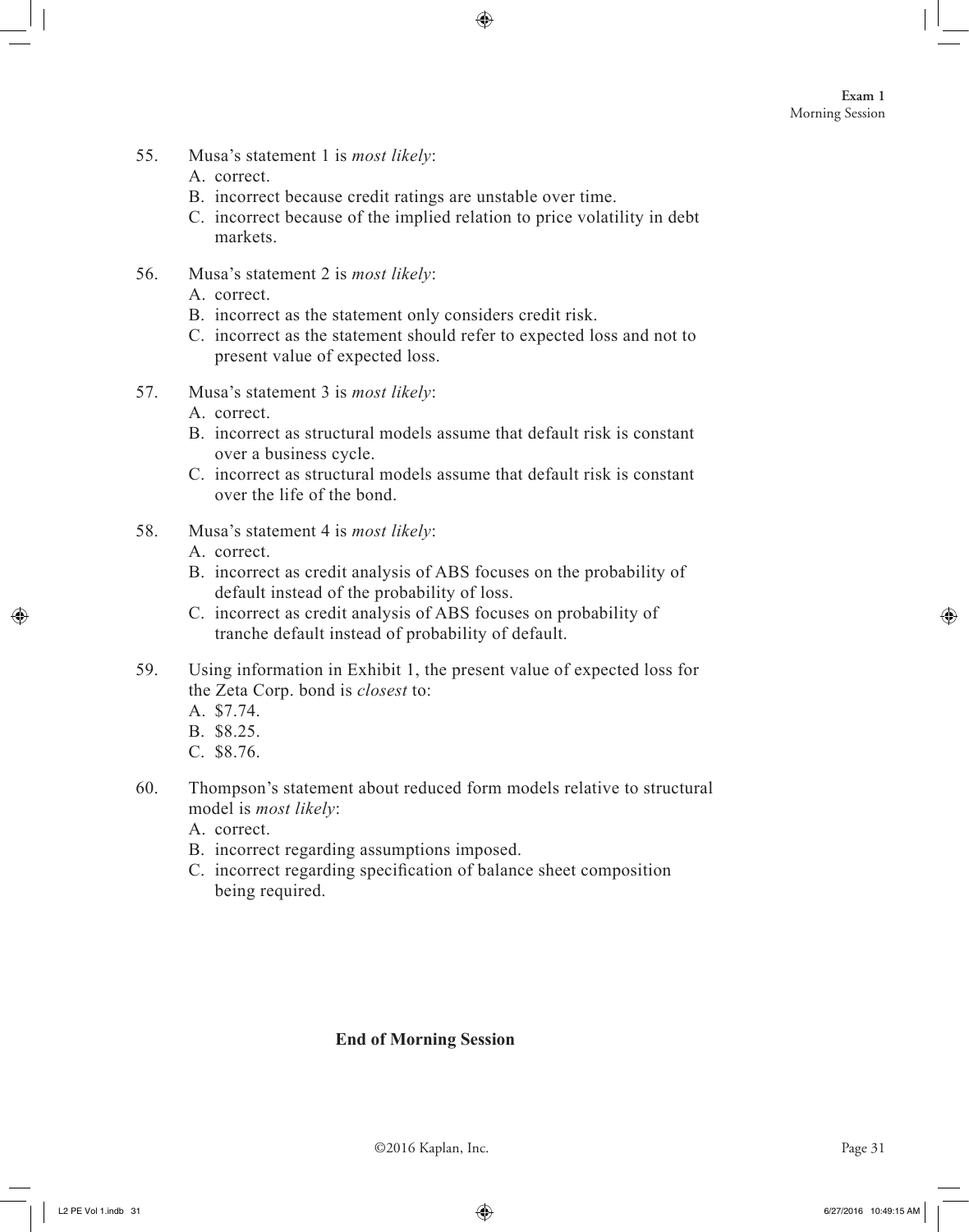55. Musa's statement 1 is *most likely*:
    A. correct.
    B. incorrect because credit ratings are unstable over time.
    C. incorrect because of the implied relation to price volatility in debt markets.

56. Musa's statement 2 is *most likely*:
    A. correct.
    B. incorrect as the statement only considers credit risk.
    C. incorrect as the statement should refer to expected loss and not to present value of expected loss.

57. Musa's statement 3 is *most likely*:
    A. correct.
    B. incorrect as structural models assume that default risk is constant over a business cycle.
    C. incorrect as structural models assume that default risk is constant over the life of the bond.

58. Musa's statement 4 is *most likely*:
    A. correct.
    B. incorrect as credit analysis of ABS focuses on the probability of default instead of the probability of loss.
    C. incorrect as credit analysis of ABS focuses on probability of tranche default instead of probability of default.

59. Using information in Exhibit 1, the present value of expected loss for the Zeta Corp. bond is *closest* to:
    A. $7.74.
    B. $8.25.
    C. $8.76.

60. Thompson's statement about reduced form models relative to structural model is *most likely*:
    A. correct.
    B. incorrect regarding assumptions imposed.
    C. incorrect regarding specification of balance sheet composition being required.

**End of Morning Session**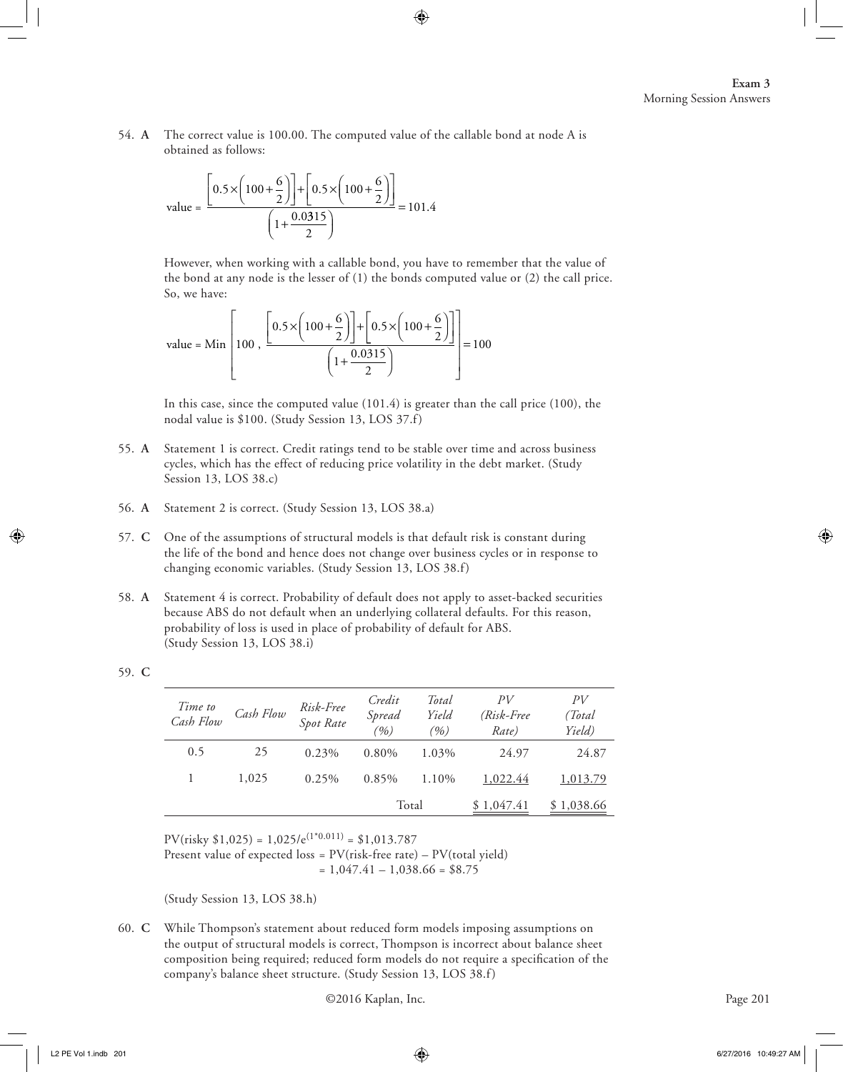54. **A** The correct value is 100.00. The computed value of the callable bond at node A is obtained as follows:

$$\text{value} = \frac{\left[0.5\times\left(100+\frac{6}{2}\right)\right]+\left[0.5\times\left(100+\frac{6}{2}\right)\right]}{\left(1+\frac{0.0315}{2}\right)} = 101.4$$

However, when working with a callable bond, you have to remember that the value of the bond at any node is the lesser of (1) the bonds computed value or (2) the call price. So, we have:

$$\text{value} = \text{Min}\left[100\ ,\ \frac{\left[0.5\times\left(100+\frac{6}{2}\right)\right]+\left[0.5\times\left(100+\frac{6}{2}\right)\right]}{\left(1+\frac{0.0315}{2}\right)}\right] = 100$$

In this case, since the computed value (101.4) is greater than the call price (100), the nodal value is $100. (Study Session 13, LOS 37.f)

55. **A** Statement 1 is correct. Credit ratings tend to be stable over time and across business cycles, which has the effect of reducing price volatility in the debt market. (Study Session 13, LOS 38.c)

56. **A** Statement 2 is correct. (Study Session 13, LOS 38.a)

57. **C** One of the assumptions of structural models is that default risk is constant during the life of the bond and hence does not change over business cycles or in response to changing economic variables. (Study Session 13, LOS 38.f)

58. **A** Statement 4 is correct. Probability of default does not apply to asset-backed securities because ABS do not default when an underlying collateral defaults. For this reason, probability of loss is used in place of probability of default for ABS. (Study Session 13, LOS 38.i)

59. **C**

| *Time to Cash Flow* | *Cash Flow* | *Risk-Free Spot Rate* | *Credit Spread (%)* | *Total Yield (%)* | *PV (Risk-Free Rate)* | *PV (Total Yield)* |
|---|---|---|---|---|---|---|
| 0.5 | 25 | 0.23% | 0.80% | 1.03% | 24.97 | 24.87 |
| 1 | 1,025 | 0.25% | 0.85% | 1.10% | 1,022.44 | 1,013.79 |
| | | | | Total | $ 1,047.41 | $ 1,038.66 |

PV(risky $1,025) = $1{,}025/e^{(1*0.011)}$ = $1,013.787

Present value of expected loss = PV(risk-free rate) – PV(total yield)
= 1,047.41 – 1,038.66 = $8.75

(Study Session 13, LOS 38.h)

60. **C** While Thompson's statement about reduced form models imposing assumptions on the output of structural models is correct, Thompson is incorrect about balance sheet composition being required; reduced form models do not require a specification of the company's balance sheet structure. (Study Session 13, LOS 38.f)